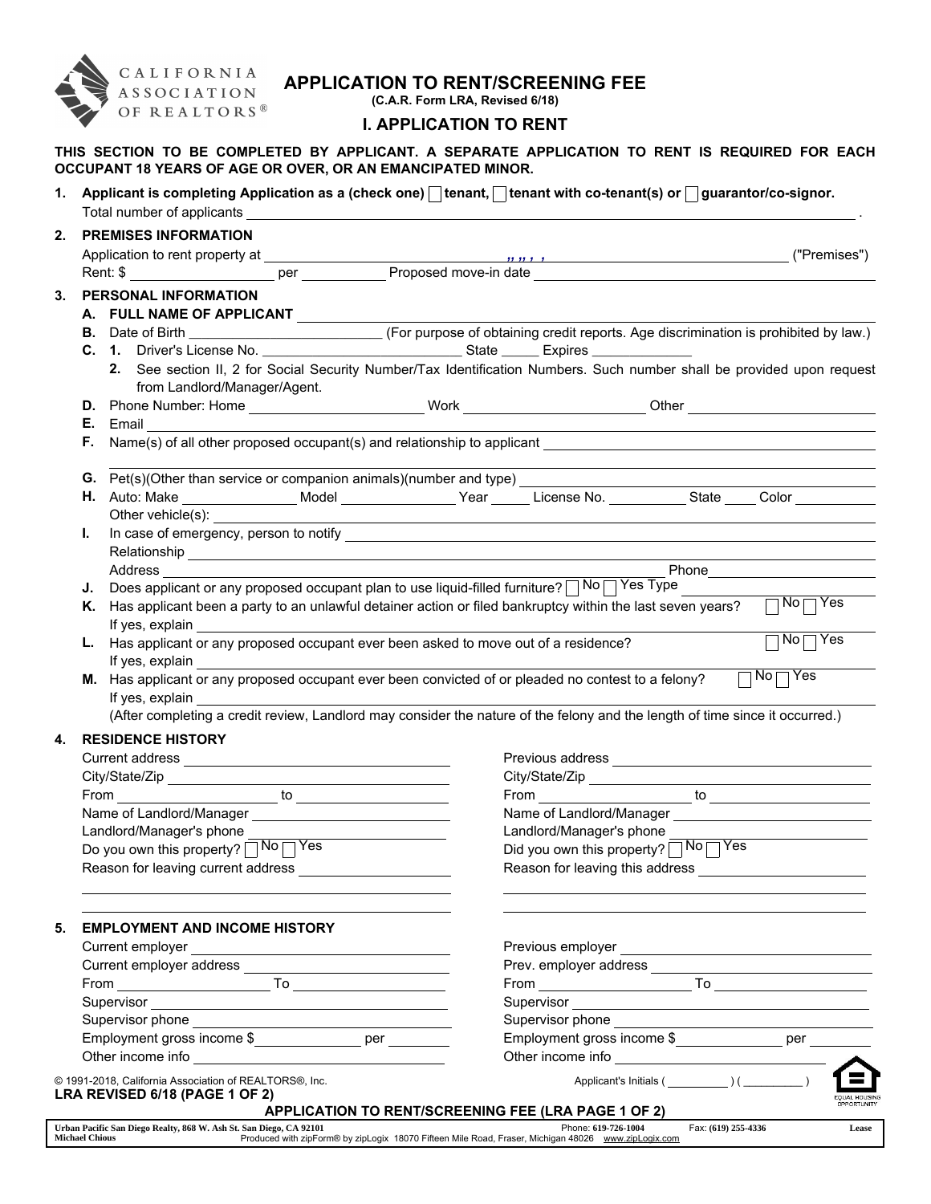CALIFORNIA ASSOCIATION OF REALTORS®

# APPLICATION TO RENT/SCREENING FEE

**(C.A.R. Form LRA, Revised 6/18)**

## I. APPLICATION TO RENT

**THIS SECTION TO BE COMPLETED BY APPLICANT. A SEPARATE APPLICATION TO RENT IS REQUIRED FOR EACH OCCUPANT 18 YEARS OF AGE OR OVER, OR AN EMANCIPATED MINOR.**

1. **Applicant is completing Application as a (check one) ☐ tenant, ☐ tenant with co-tenant(s) or ☐ guarantor/co-signor.**
   Total number of applicants ______________________________.

2. **PREMISES INFORMATION**
   Application to rent property at ,, ,, , , ("Premises")
   Rent: $ __________ per __________ Proposed move-in date __________

3. **PERSONAL INFORMATION**
   - **A. FULL NAME OF APPLICANT** ______________________________
   - **B.** Date of Birth __________ (For purpose of obtaining credit reports. Age discrimination is prohibited by law.)
   - **C.** **1.** Driver's License No. __________ State _____ Expires __________
     **2.** See section II, 2 for Social Security Number/Tax Identification Numbers. Such number shall be provided upon request from Landlord/Manager/Agent.
   - **D.** Phone Number: Home __________ Work __________ Other __________
   - **E.** Email ______________________________
   - **F.** Name(s) of all other proposed occupant(s) and relationship to applicant ______________________________
   - **G.** Pet(s)(Other than service or companion animals)(number and type) ______________________________
   - **H.** Auto: Make __________ Model __________ Year _____ License No. __________ State ____ Color __________
     Other vehicle(s): ______________________________
   - **I.** In case of emergency, person to notify ______________________________
     Relationship ______________________________
     Address ______________________________ Phone __________
   - **J.** Does applicant or any proposed occupant plan to use liquid-filled furniture? ☐ No ☐ Yes Type __________
   - **K.** Has applicant been a party to an unlawful detainer action or filed bankruptcy within the last seven years? ☐ No ☐ Yes
     If yes, explain ______________________________
   - **L.** Has applicant or any proposed occupant ever been asked to move out of a residence? ☐ No ☐ Yes
     If yes, explain ______________________________
   - **M.** Has applicant or any proposed occupant ever been convicted of or pleaded no contest to a felony? ☐ No ☐ Yes
     If yes, explain ______________________________
     (After completing a credit review, Landlord may consider the nature of the felony and the length of time since it occurred.)

4. **RESIDENCE HISTORY**

   Current address __________
   City/State/Zip __________
   From __________ to __________
   Name of Landlord/Manager __________
   Landlord/Manager's phone __________
   Do you own this property? ☐ No ☐ Yes
   Reason for leaving current address __________

   Previous address __________
   City/State/Zip __________
   From __________ to __________
   Name of Landlord/Manager __________
   Landlord/Manager's phone __________
   Did you own this property? ☐ No ☐ Yes
   Reason for leaving this address __________

5. **EMPLOYMENT AND INCOME HISTORY**

   Current employer __________
   Current employer address __________
   From __________ To __________
   Supervisor __________
   Supervisor phone __________
   Employment gross income $__________ per __________
   Other income info __________

   Previous employer __________
   Prev. employer address __________
   From __________ To __________
   Supervisor __________
   Supervisor phone __________
   Employment gross income $__________ per __________
   Other income info __________

© 1991-2018, California Association of REALTORS®, Inc.
**LRA REVISED 6/18 (PAGE 1 OF 2)**

Applicant's Initials ( __________ ) ( __________ )

**APPLICATION TO RENT/SCREENING FEE (LRA PAGE 1 OF 2)**

Urban Pacific San Diego Realty, 868 W. Ash St. San Diego, CA 92101 Phone: 619-726-1004 Fax: (619) 255-4336 Lease
Michael Chious Produced with zipForm® by zipLogix 18070 Fifteen Mile Road, Fraser, Michigan 48026 www.zipLogix.com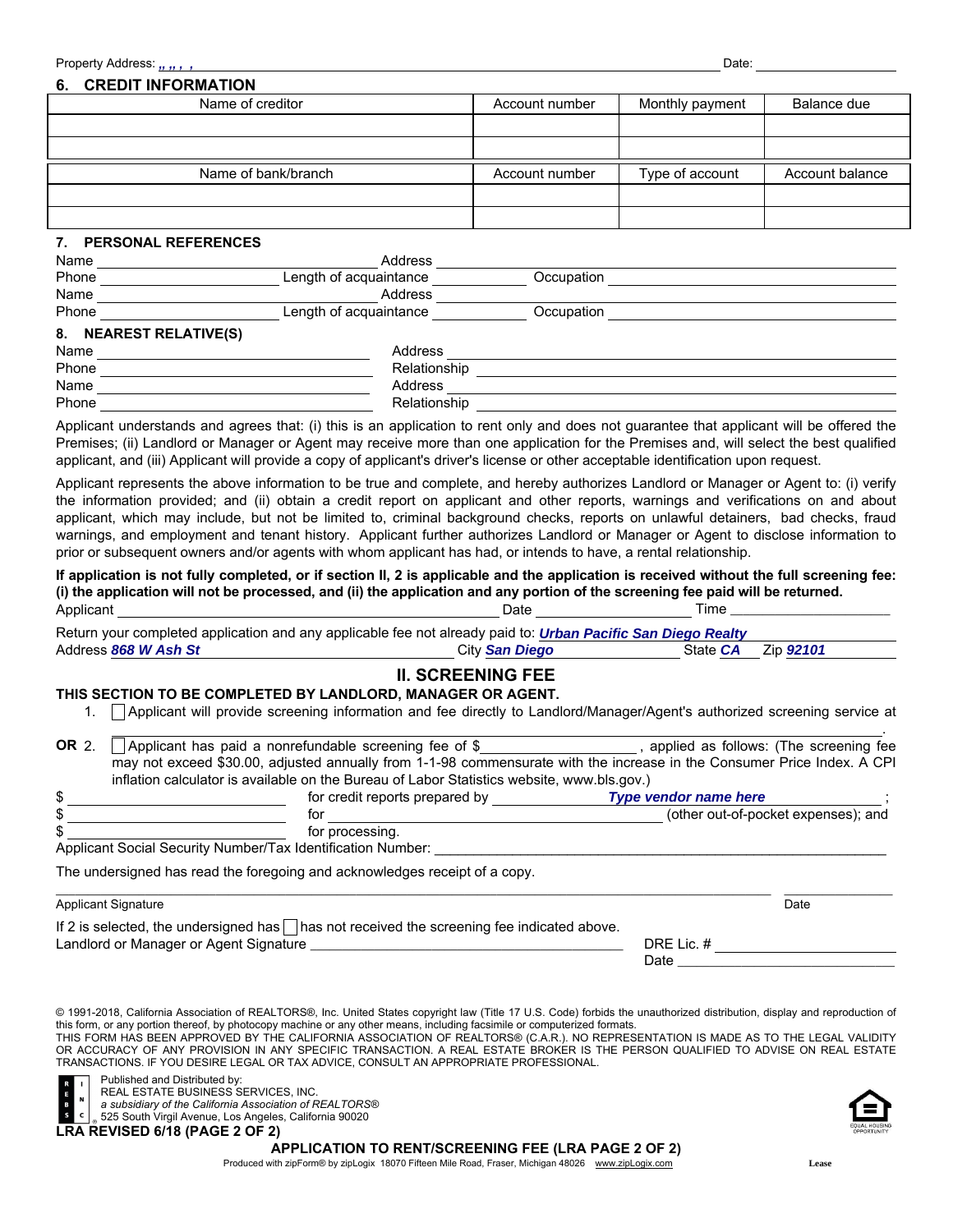Property Address: ,, ,, , , Date:

## 6. CREDIT INFORMATION

| Name of creditor | Account number | Monthly payment | Balance due |
|---|---|---|---|
| | | | |
| | | | |

| Name of bank/branch | Account number | Type of account | Account balance |
|---|---|---|---|
| | | | |
| | | | |

## 7. PERSONAL REFERENCES

Name ______ Address ______

Phone ______ Length of acquaintance ______ Occupation ______

Name ______ Address ______

Phone ______ Length of acquaintance ______ Occupation ______

## 8. NEAREST RELATIVE(S)

Name ______ Address ______

Phone ______ Relationship ______

Name ______ Address ______

Phone ______ Relationship ______

Applicant understands and agrees that: (i) this is an application to rent only and does not guarantee that applicant will be offered the Premises; (ii) Landlord or Manager or Agent may receive more than one application for the Premises and, will select the best qualified applicant, and (iii) Applicant will provide a copy of applicant's driver's license or other acceptable identification upon request.

Applicant represents the above information to be true and complete, and hereby authorizes Landlord or Manager or Agent to: (i) verify the information provided; and (ii) obtain a credit report on applicant and other reports, warnings and verifications on and about applicant, which may include, but not be limited to, criminal background checks, reports on unlawful detainers, bad checks, fraud warnings, and employment and tenant history. Applicant further authorizes Landlord or Manager or Agent to disclose information to prior or subsequent owners and/or agents with whom applicant has had, or intends to have, a rental relationship.

**If application is not fully completed, or if section II, 2 is applicable and the application is received without the full screening fee: (i) the application will not be processed, and (ii) the application and any portion of the screening fee paid will be returned.**

Applicant ______ Date ______ Time ______

Return your completed application and any applicable fee not already paid to: ***Urban Pacific San Diego Realty***

Address ***868 W Ash St*** City ***San Diego*** State ***CA*** Zip ***92101***

## II. SCREENING FEE

**THIS SECTION TO BE COMPLETED BY LANDLORD, MANAGER OR AGENT.**

1. ☐ Applicant will provide screening information and fee directly to Landlord/Manager/Agent's authorized screening service at ______.

**OR** 2. ☐ Applicant has paid a nonrefundable screening fee of $______, applied as follows: (The screening fee may not exceed $30.00, adjusted annually from 1-1-98 commensurate with the increase in the Consumer Price Index. A CPI inflation calculator is available on the Bureau of Labor Statistics website, www.bls.gov.)

$ ______ for credit reports prepared by ***Type vendor name here*** ;

$ ______ for ______ (other out-of-pocket expenses); and

$ ______ for processing.

Applicant Social Security Number/Tax Identification Number: ______

The undersigned has read the foregoing and acknowledges receipt of a copy.

______ ______

Applicant Signature Date

If 2 is selected, the undersigned has ☐ has not received the screening fee indicated above.

Landlord or Manager or Agent Signature ______ DRE Lic. # ______

Date ______

© 1991-2018, California Association of REALTORS®, Inc. United States copyright law (Title 17 U.S. Code) forbids the unauthorized distribution, display and reproduction of this form, or any portion thereof, by photocopy machine or any other means, including facsimile or computerized formats.
THIS FORM HAS BEEN APPROVED BY THE CALIFORNIA ASSOCIATION OF REALTORS® (C.A.R.). NO REPRESENTATION IS MADE AS TO THE LEGAL VALIDITY OR ACCURACY OF ANY PROVISION IN ANY SPECIFIC TRANSACTION. A REAL ESTATE BROKER IS THE PERSON QUALIFIED TO ADVISE ON REAL ESTATE TRANSACTIONS. IF YOU DESIRE LEGAL OR TAX ADVICE, CONSULT AN APPROPRIATE PROFESSIONAL.

Published and Distributed by:
REAL ESTATE BUSINESS SERVICES, INC.
*a subsidiary of the California Association of REALTORS®*
525 South Virgil Avenue, Los Angeles, California 90020

**LRA REVISED 6/18 (PAGE 2 OF 2)**

**APPLICATION TO RENT/SCREENING FEE (LRA PAGE 2 OF 2)**

Produced with zipForm® by zipLogix 18070 Fifteen Mile Road, Fraser, Michigan 48026 www.zipLogix.com Lease